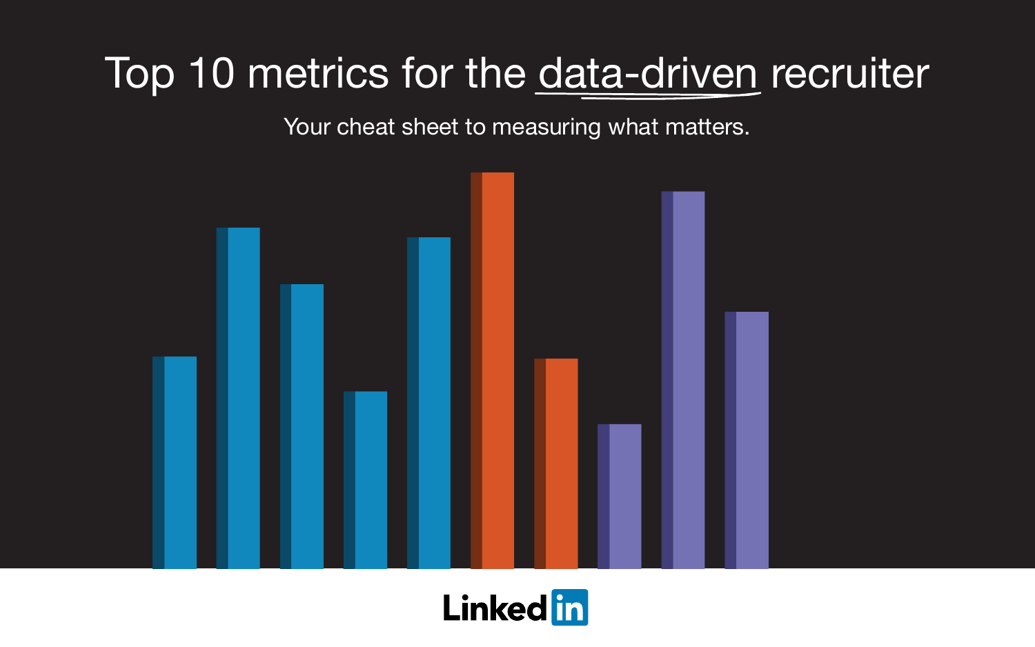# Top 10 metrics for the data-driven recruiter

Your cheat sheet to measuring what matters.

LinkedIn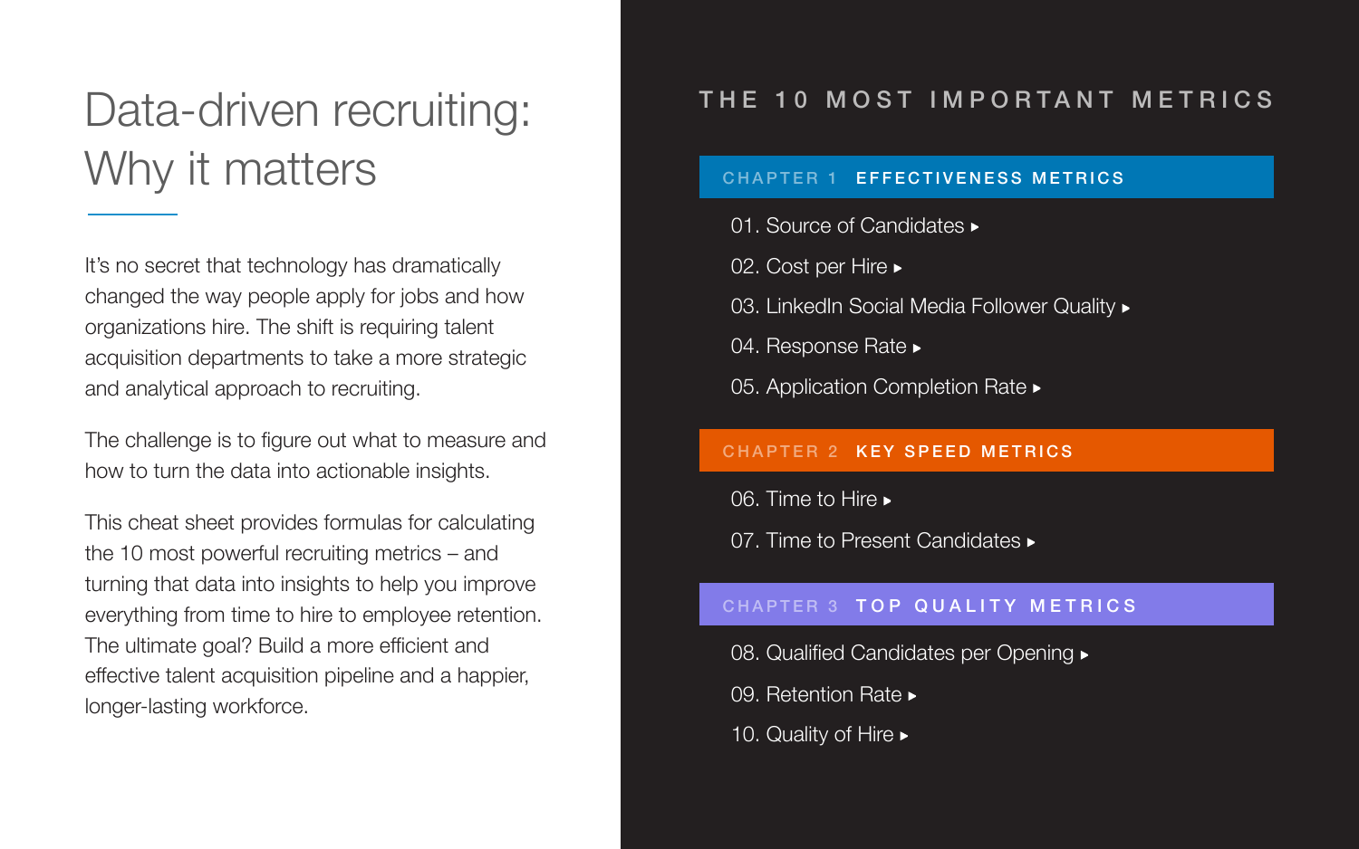# Data-driven recruiting: Why it matters

It's no secret that technology has dramatically changed the way people apply for jobs and how organizations hire. The shift is requiring talent acquisition departments to take a more strategic and analytical approach to recruiting.

The challenge is to figure out what to measure and how to turn the data into actionable insights.

This cheat sheet provides formulas for calculating the 10 most powerful recruiting metrics – and turning that data into insights to help you improve everything from time to hire to employee retention. The ultimate goal? Build a more efficient and effective talent acquisition pipeline and a happier, longer-lasting workforce.

## THE 10 MOST IMPORTANT METRICS

### CHAPTER 1 EFFECTIVENESS METRICS

01. Source of Candidates ▸
02. Cost per Hire ▸
03. LinkedIn Social Media Follower Quality ▸
04. Response Rate ▸
05. Application Completion Rate ▸

### CHAPTER 2 KEY SPEED METRICS

06. Time to Hire ▸
07. Time to Present Candidates ▸

### CHAPTER 3 TOP QUALITY METRICS

08. Qualified Candidates per Opening ▸
09. Retention Rate ▸
10. Quality of Hire ▸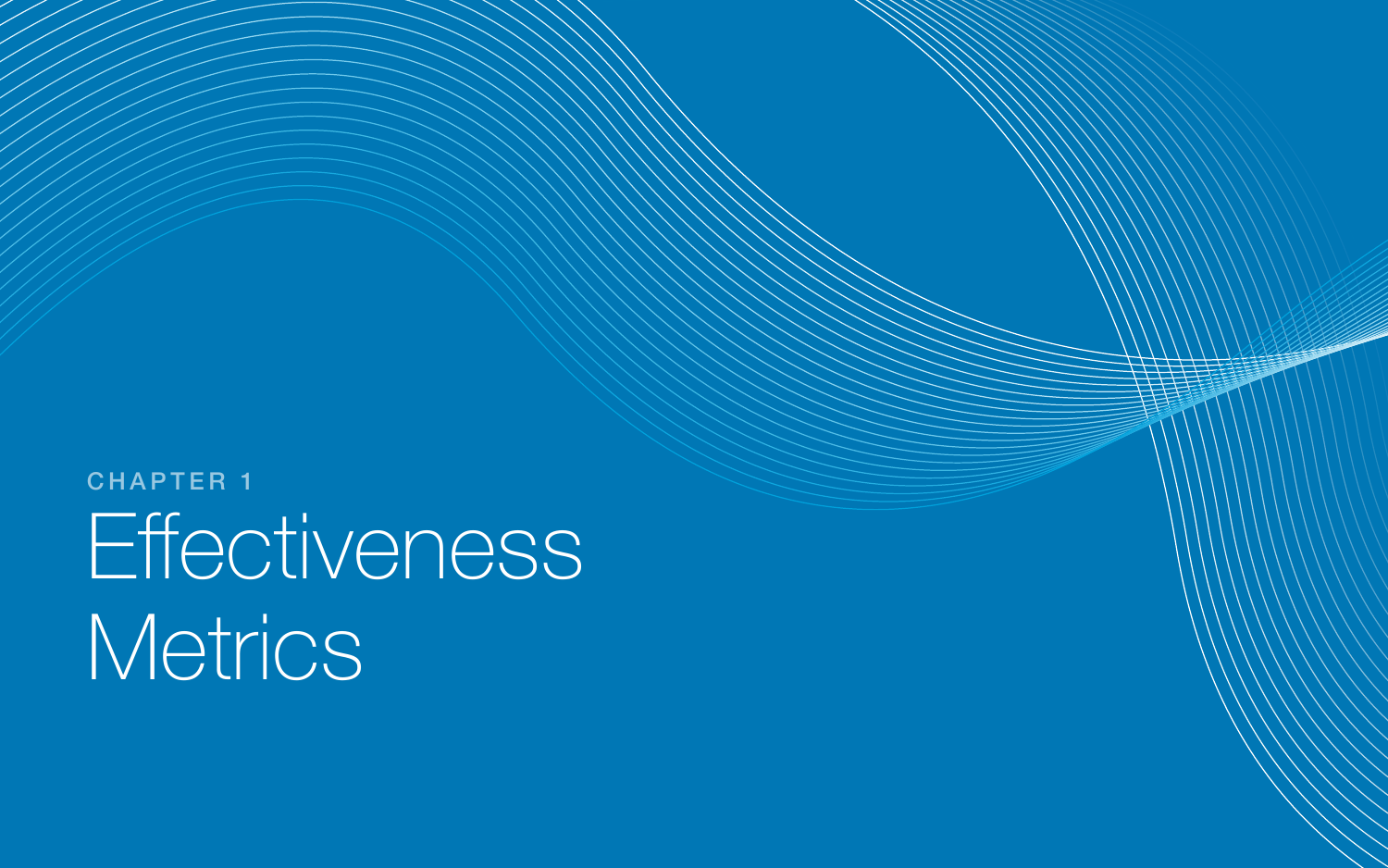CHAPTER 1

# Effectiveness Metrics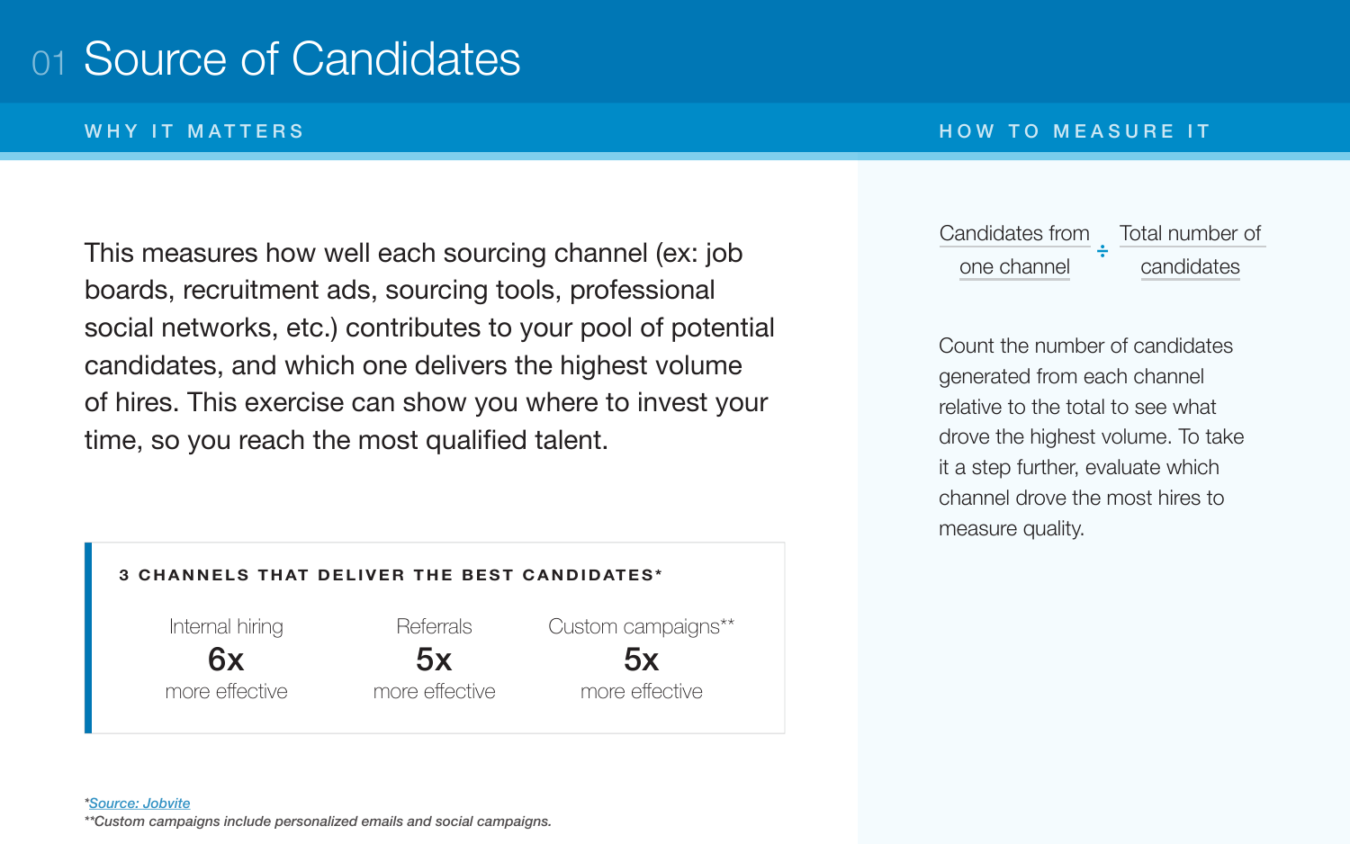# 01 Source of Candidates

## WHY IT MATTERS

This measures how well each sourcing channel (ex: job boards, recruitment ads, sourcing tools, professional social networks, etc.) contributes to your pool of potential candidates, and which one delivers the highest volume of hires. This exercise can show you where to invest your time, so you reach the most qualified talent.

### 3 CHANNELS THAT DELIVER THE BEST CANDIDATES*

| Internal hiring | Referrals | Custom campaigns** |
| --- | --- | --- |
| **6x** more effective | **5x** more effective | **5x** more effective |

*Source: Jobvite

**Custom campaigns include personalized emails and social campaigns.

## HOW TO MEASURE IT

Candidates from one channel ÷ Total number of candidates

Count the number of candidates generated from each channel relative to the total to see what drove the highest volume. To take it a step further, evaluate which channel drove the most hires to measure quality.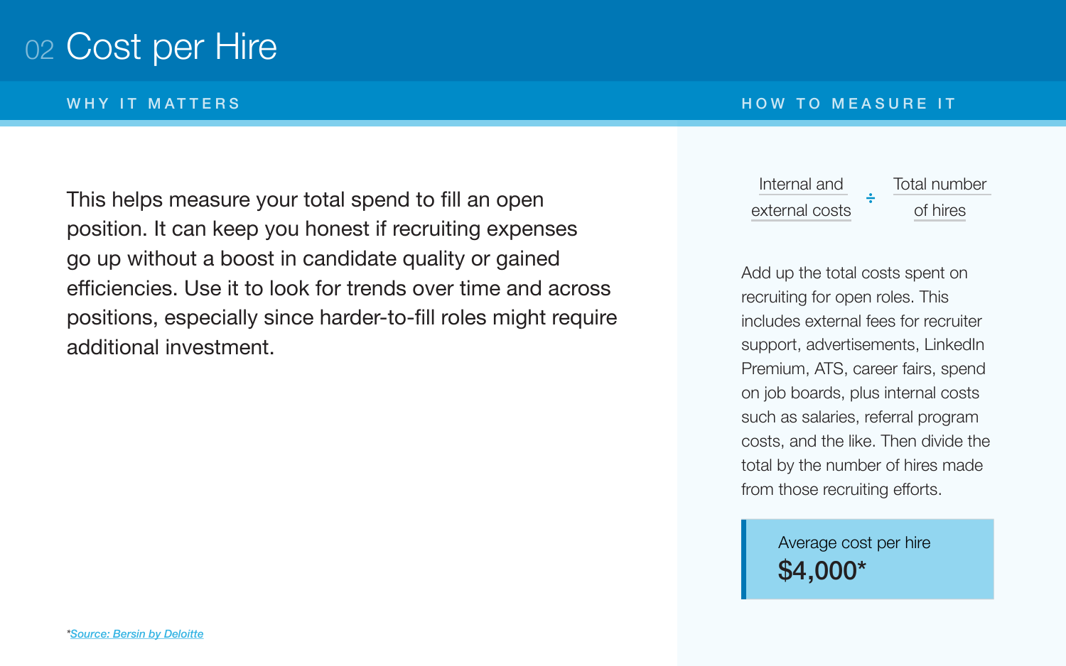# 02 Cost per Hire

## WHY IT MATTERS

This helps measure your total spend to fill an open position. It can keep you honest if recruiting expenses go up without a boost in candidate quality or gained efficiencies. Use it to look for trends over time and across positions, especially since harder-to-fill roles might require additional investment.

## HOW TO MEASURE IT

$$\frac{\text{Internal and external costs}}{\text{Total number of hires}}$$

Add up the total costs spent on recruiting for open roles. This includes external fees for recruiter support, advertisements, LinkedIn Premium, ATS, career fairs, spend on job boards, plus internal costs such as salaries, referral program costs, and the like. Then divide the total by the number of hires made from those recruiting efforts.

Average cost per hire
**$4,000***

*Source: Bersin by Deloitte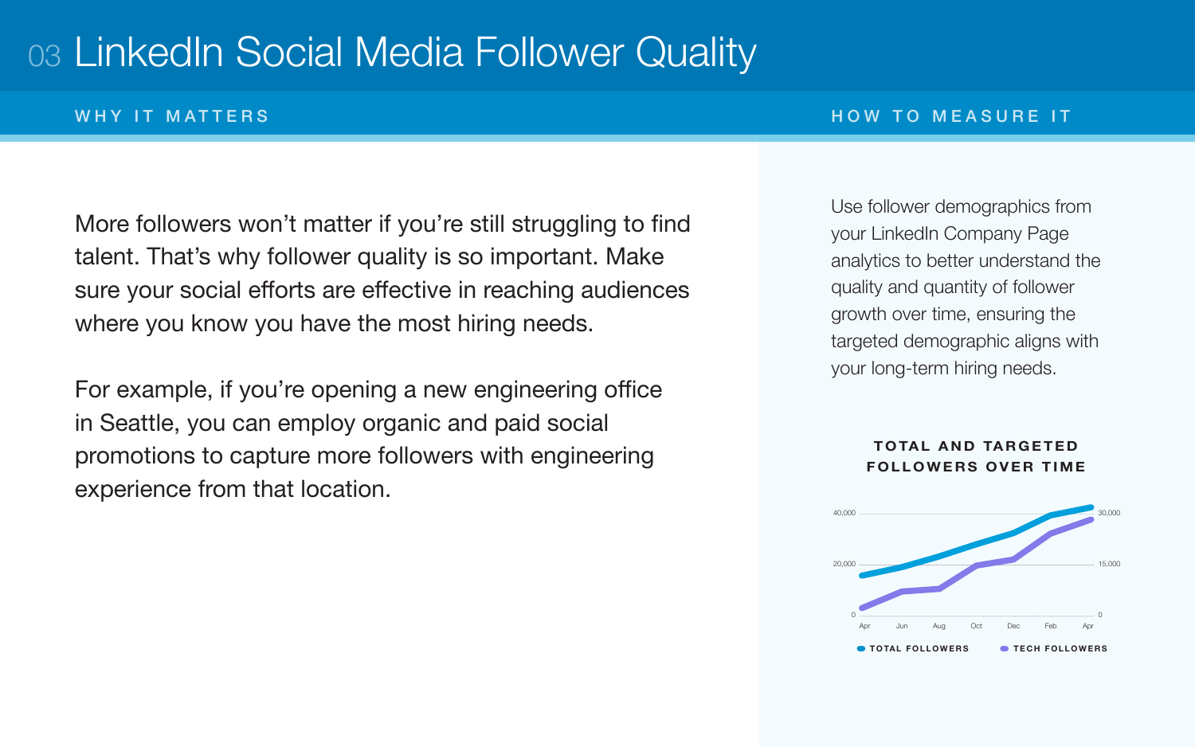# 03 LinkedIn Social Media Follower Quality

## WHY IT MATTERS

More followers won't matter if you're still struggling to find talent. That's why follower quality is so important. Make sure your social efforts are effective in reaching audiences where you know you have the most hiring needs.

For example, if you're opening a new engineering office in Seattle, you can employ organic and paid social promotions to capture more followers with engineering experience from that location.

## HOW TO MEASURE IT

Use follower demographics from your LinkedIn Company Page analytics to better understand the quality and quantity of follower growth over time, ensuring the targeted demographic aligns with your long-term hiring needs.

**TOTAL AND TARGETED FOLLOWERS OVER TIME**

40,000 | 30,000
20,000 | 15,000
0 | 0

Apr Jun Aug Oct Dec Feb Apr

TOTAL FOLLOWERS TECH FOLLOWERS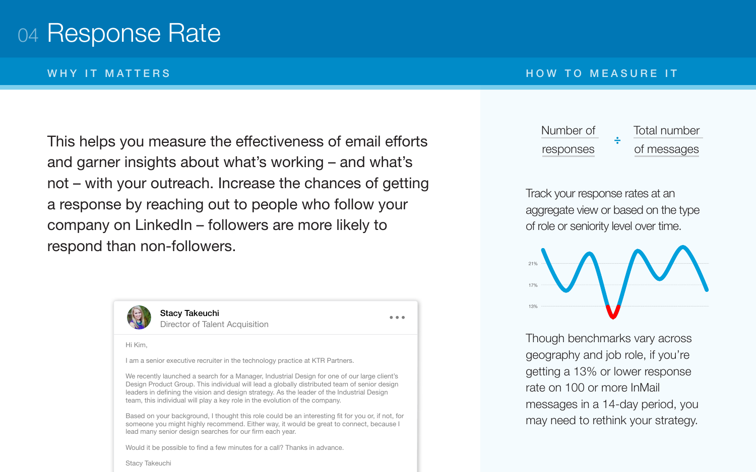# 04 Response Rate

## WHY IT MATTERS

This helps you measure the effectiveness of email efforts and garner insights about what's working – and what's not – with your outreach. Increase the chances of getting a response by reaching out to people who follow your company on LinkedIn – followers are more likely to respond than non-followers.

**Stacy Takeuchi**
Director of Talent Acquisition

Hi Kim,

I am a senior executive recruiter in the technology practice at KTR Partners.

We recently launched a search for a Manager, Industrial Design for one of our large client's Design Product Group. This individual will lead a globally distributed team of senior design leaders in defining the vision and design strategy. As the leader of the Industrial Design team, this individual will play a key role in the evolution of the company.

Based on your background, I thought this role could be an interesting fit for you or, if not, for someone you might highly recommend. Either way, it would be great to connect, because I lead many senior design searches for our firm each year.

Would it be possible to find a few minutes for a call? Thanks in advance.

Stacy Takeuchi

## HOW TO MEASURE IT

Number of responses ÷ Total number of messages

Track your response rates at an aggregate view or based on the type of role or seniority level over time.

21%

17%

13%

Though benchmarks vary across geography and job role, if you're getting a 13% or lower response rate on 100 or more InMail messages in a 14-day period, you may need to rethink your strategy.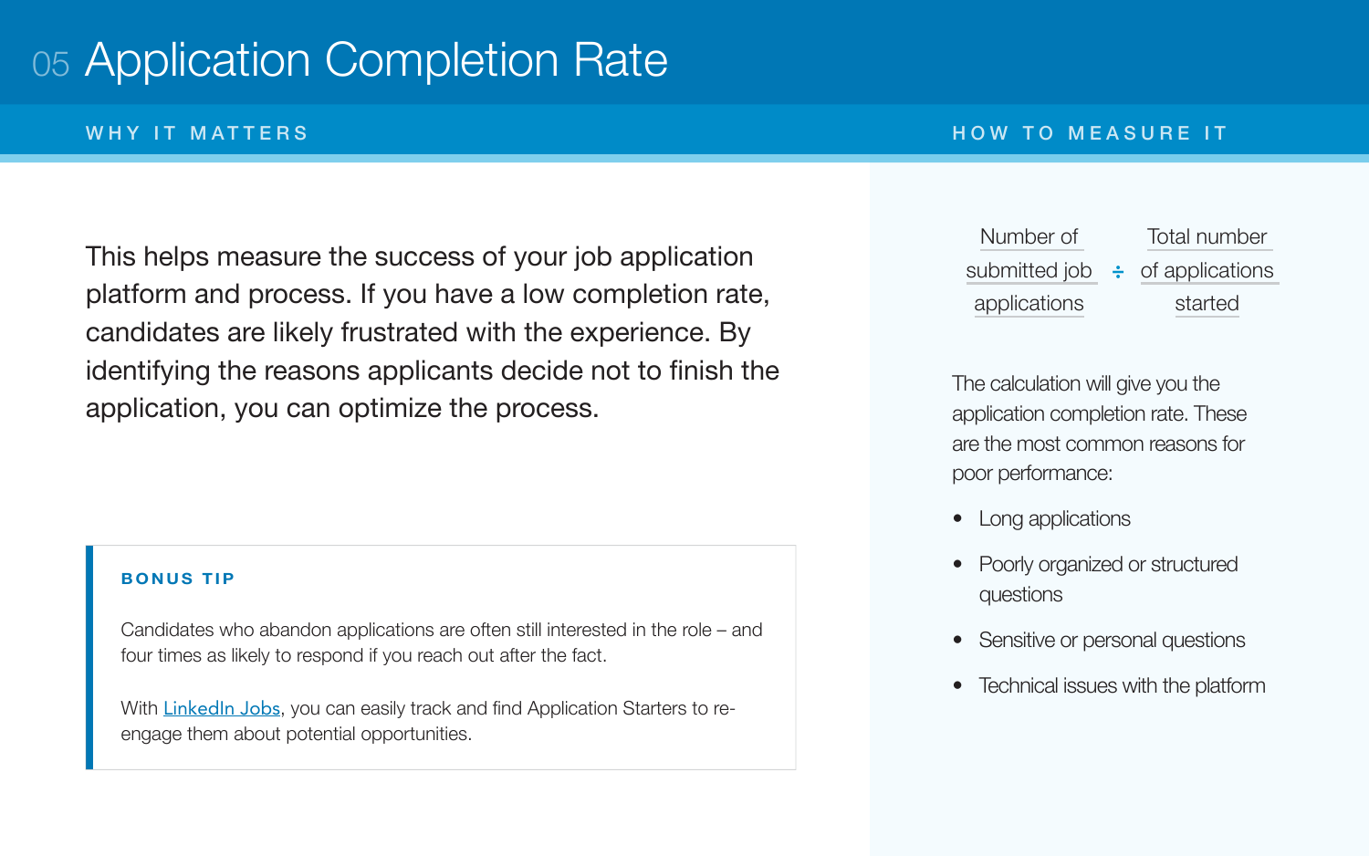# 05 Application Completion Rate

## WHY IT MATTERS

This helps measure the success of your job application platform and process. If you have a low completion rate, candidates are likely frustrated with the experience. By identifying the reasons applicants decide not to finish the application, you can optimize the process.

> **BONUS TIP**
>
> Candidates who abandon applications are often still interested in the role – and four times as likely to respond if you reach out after the fact.
>
> With [LinkedIn Jobs](), you can easily track and find Application Starters to re-engage them about potential opportunities.

## HOW TO MEASURE IT

Number of submitted job applications ÷ Total number of applications started

The calculation will give you the application completion rate. These are the most common reasons for poor performance:

- Long applications
- Poorly organized or structured questions
- Sensitive or personal questions
- Technical issues with the platform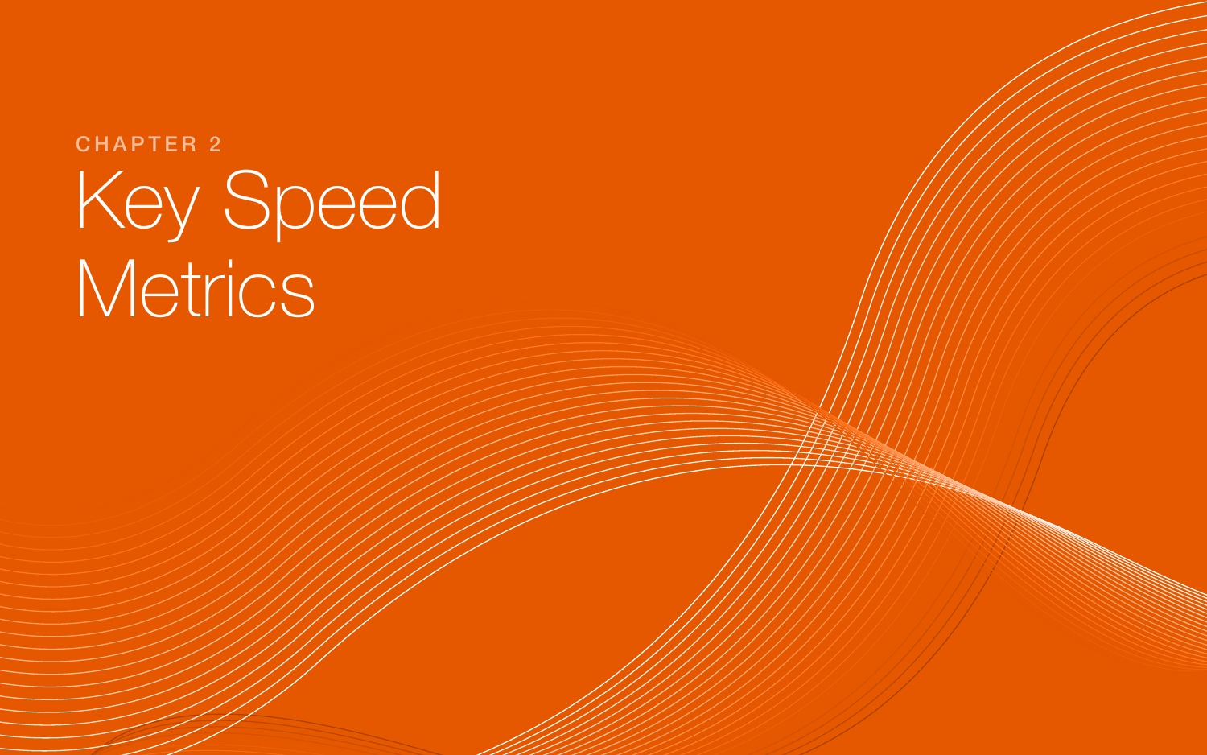CHAPTER 2

# Key Speed Metrics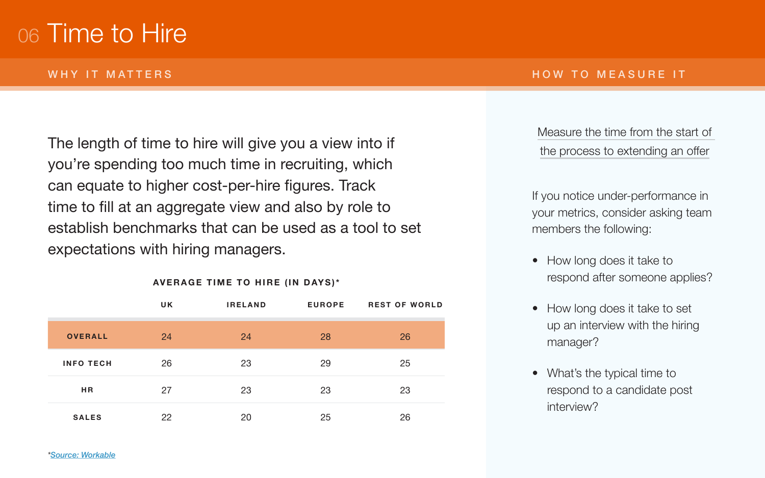# 06 Time to Hire

## WHY IT MATTERS

The length of time to hire will give you a view into if you're spending too much time in recruiting, which can equate to higher cost-per-hire figures. Track time to fill at an aggregate view and also by role to establish benchmarks that can be used as a tool to set expectations with hiring managers.

**AVERAGE TIME TO HIRE (IN DAYS)***

| | UK | IRELAND | EUROPE | REST OF WORLD |
|---|---|---|---|---|
| **OVERALL** | 24 | 24 | 28 | 26 |
| **INFO TECH** | 26 | 23 | 29 | 25 |
| **HR** | 27 | 23 | 23 | 23 |
| **SALES** | 22 | 20 | 25 | 26 |

**Source: Workable*

## HOW TO MEASURE IT

Measure the time from the start of the process to extending an offer

If you notice under-performance in your metrics, consider asking team members the following:

- How long does it take to respond after someone applies?
- How long does it take to set up an interview with the hiring manager?
- What's the typical time to respond to a candidate post interview?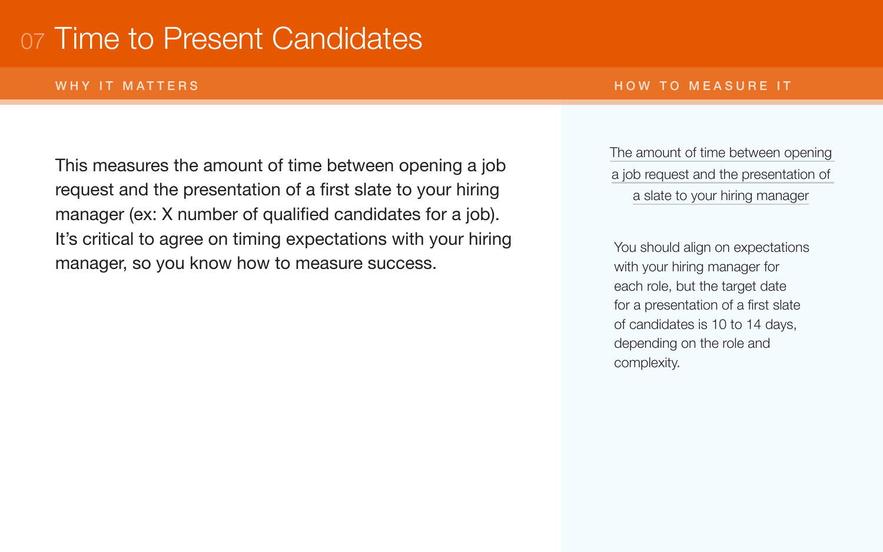# 07 Time to Present Candidates

## WHY IT MATTERS

This measures the amount of time between opening a job request and the presentation of a first slate to your hiring manager (ex: X number of qualified candidates for a job). It's critical to agree on timing expectations with your hiring manager, so you know how to measure success.

## HOW TO MEASURE IT

The amount of time between opening a job request and the presentation of a slate to your hiring manager

You should align on expectations with your hiring manager for each role, but the target date for a presentation of a first slate of candidates is 10 to 14 days, depending on the role and complexity.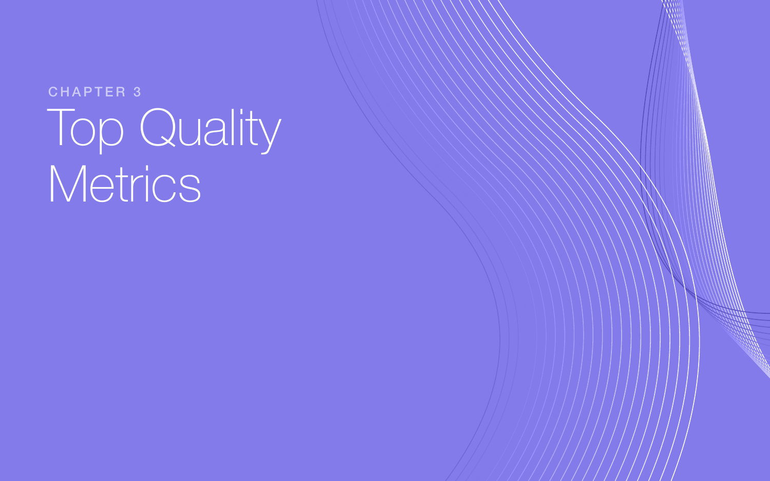CHAPTER 3

# Top Quality Metrics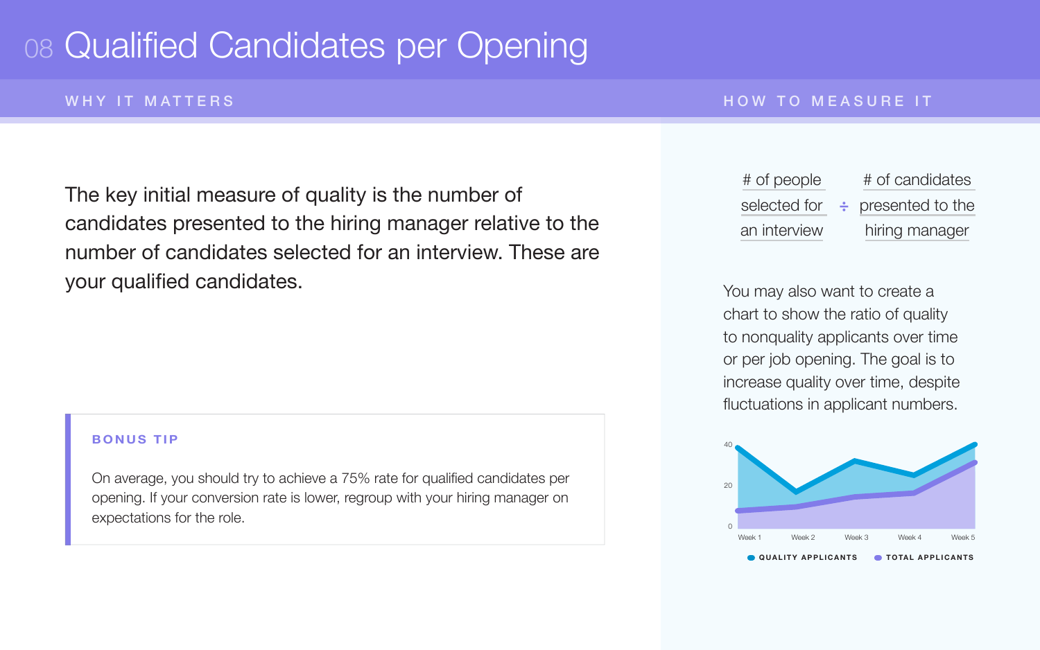# 08 Qualified Candidates per Opening

## WHY IT MATTERS

The key initial measure of quality is the number of candidates presented to the hiring manager relative to the number of candidates selected for an interview. These are your qualified candidates.

**BONUS TIP**

On average, you should try to achieve a 75% rate for qualified candidates per opening. If your conversion rate is lower, regroup with your hiring manager on expectations for the role.

## HOW TO MEASURE IT

# of people selected for an interview ÷ # of candidates presented to the hiring manager

You may also want to create a chart to show the ratio of quality to nonquality applicants over time or per job opening. The goal is to increase quality over time, despite fluctuations in applicant numbers.

40

20

0

Week 1 Week 2 Week 3 Week 4 Week 5

QUALITY APPLICANTS TOTAL APPLICANTS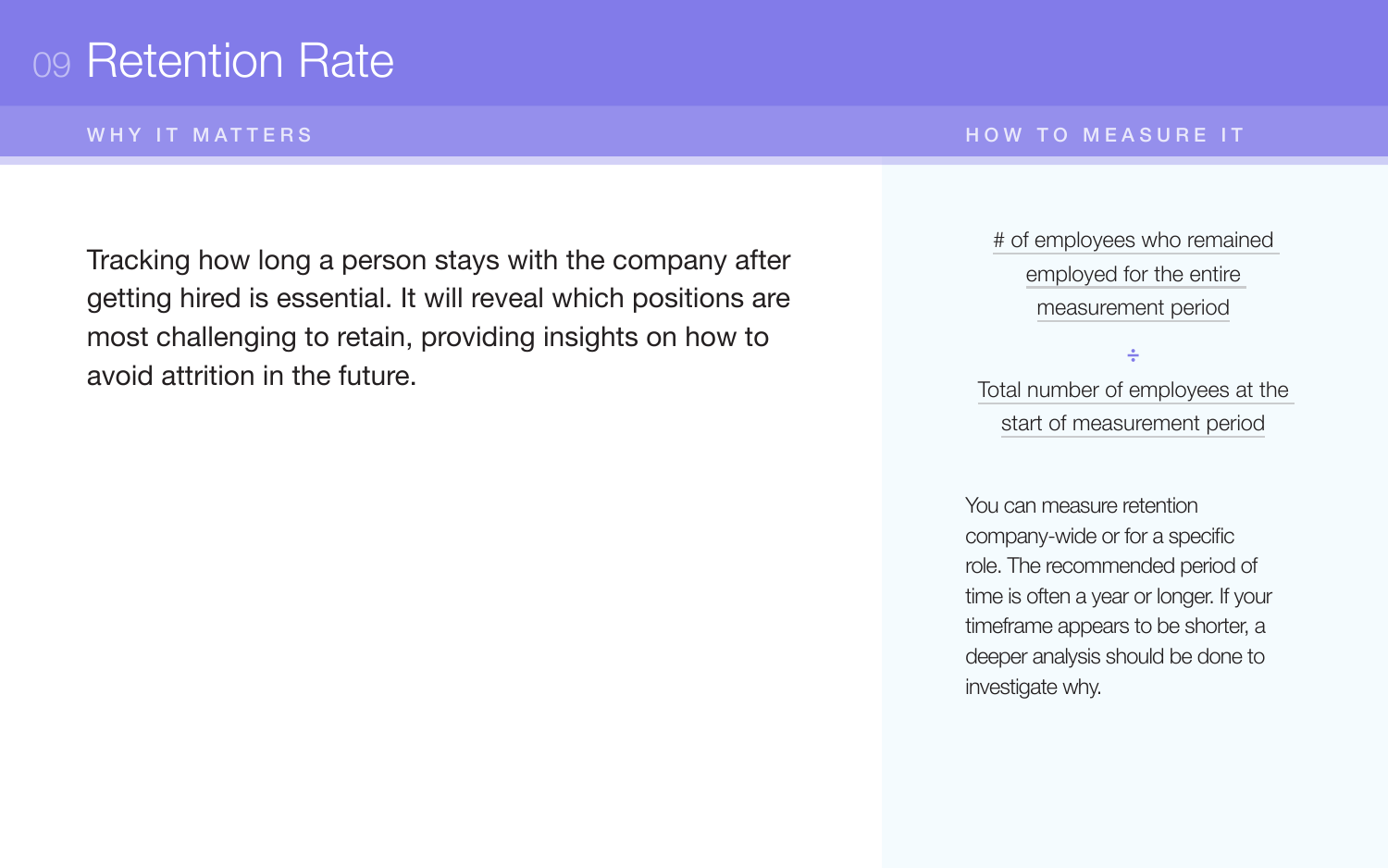# 09 Retention Rate

## WHY IT MATTERS

Tracking how long a person stays with the company after getting hired is essential. It will reveal which positions are most challenging to retain, providing insights on how to avoid attrition in the future.

## HOW TO MEASURE IT

# of employees who remained employed for the entire measurement period

÷

Total number of employees at the start of measurement period

You can measure retention company-wide or for a specific role. The recommended period of time is often a year or longer. If your timeframe appears to be shorter, a deeper analysis should be done to investigate why.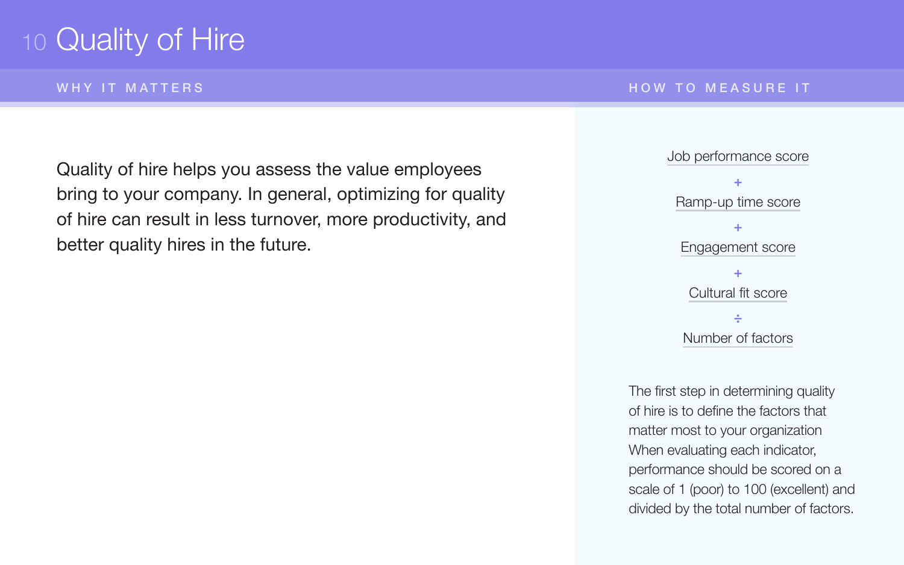# 10 Quality of Hire

## WHY IT MATTERS

Quality of hire helps you assess the value employees bring to your company. In general, optimizing for quality of hire can result in less turnover, more productivity, and better quality hires in the future.

## HOW TO MEASURE IT

Job performance score
+
Ramp-up time score
+
Engagement score
+
Cultural fit score
÷
Number of factors

The first step in determining quality of hire is to define the factors that matter most to your organization When evaluating each indicator, performance should be scored on a scale of 1 (poor) to 100 (excellent) and divided by the total number of factors.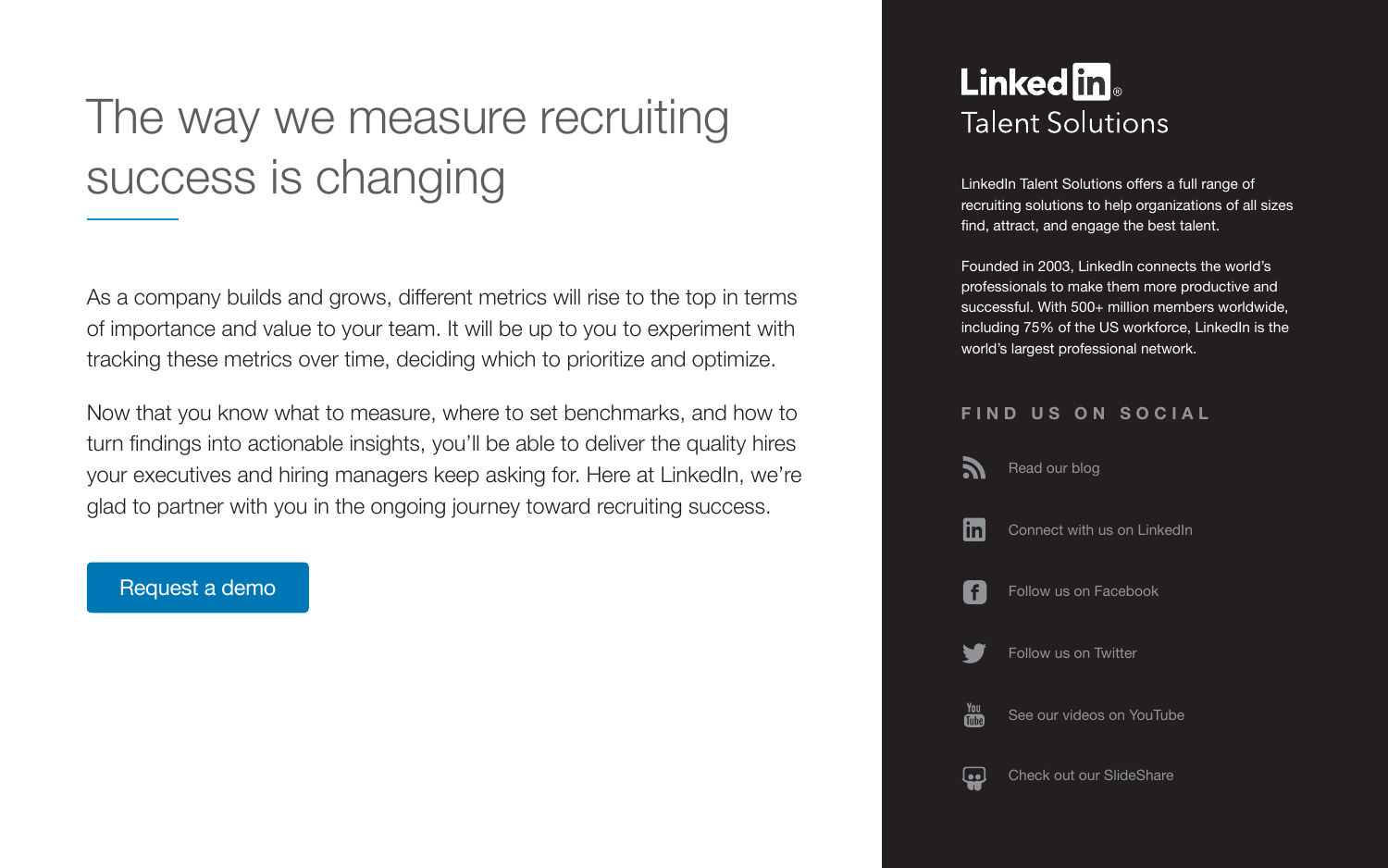# The way we measure recruiting success is changing

As a company builds and grows, different metrics will rise to the top in terms of importance and value to your team. It will be up to you to experiment with tracking these metrics over time, deciding which to prioritize and optimize.

Now that you know what to measure, where to set benchmarks, and how to turn findings into actionable insights, you'll be able to deliver the quality hires your executives and hiring managers keep asking for. Here at LinkedIn, we're glad to partner with you in the ongoing journey toward recruiting success.

Request a demo

## LinkedIn Talent Solutions

LinkedIn Talent Solutions offers a full range of recruiting solutions to help organizations of all sizes find, attract, and engage the best talent.

Founded in 2003, LinkedIn connects the world's professionals to make them more productive and successful. With 500+ million members worldwide, including 75% of the US workforce, LinkedIn is the world's largest professional network.

### FIND US ON SOCIAL

- Read our blog
- Connect with us on LinkedIn
- Follow us on Facebook
- Follow us on Twitter
- See our videos on YouTube
- Check out our SlideShare